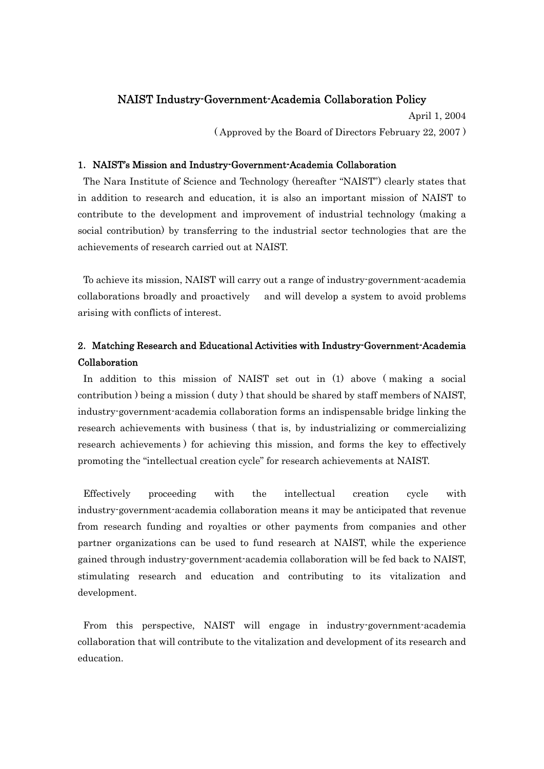# NAIST Industry-Government-Academia Collaboration Policy

April 1, 2004

( Approved by the Board of Directors February 22, 2007 )

## 1. NAIST's Mission and Industry-Government-Academia Collaboration

The Nara Institute of Science and Technology (hereafter "NAIST") clearly states that in addition to research and education, it is also an important mission of NAIST to contribute to the development and improvement of industrial technology (making a social contribution) by transferring to the industrial sector technologies that are the achievements of research carried out at NAIST.

To achieve its mission, NAIST will carry out a range of industry-government-academia collaborations broadly and proactively and will develop a system to avoid problems arising with conflicts of interest.

## 2. Matching Research and Educational Activities with Industry-Government-Academia Collaboration

In addition to this mission of NAIST set out in (1) above ( making a social contribution ) being a mission ( duty ) that should be shared by staff members of NAIST, industry-government-academia collaboration forms an indispensable bridge linking the research achievements with business ( that is, by industrializing or commercializing research achievements ) for achieving this mission, and forms the key to effectively promoting the "intellectual creation cycle" for research achievements at NAIST.

Effectively proceeding with the intellectual creation cycle with industry-government-academia collaboration means it may be anticipated that revenue from research funding and royalties or other payments from companies and other partner organizations can be used to fund research at NAIST, while the experience gained through industry-government-academia collaboration will be fed back to NAIST, stimulating research and education and contributing to its vitalization and development.

From this perspective, NAIST will engage in industry-government-academia collaboration that will contribute to the vitalization and development of its research and education.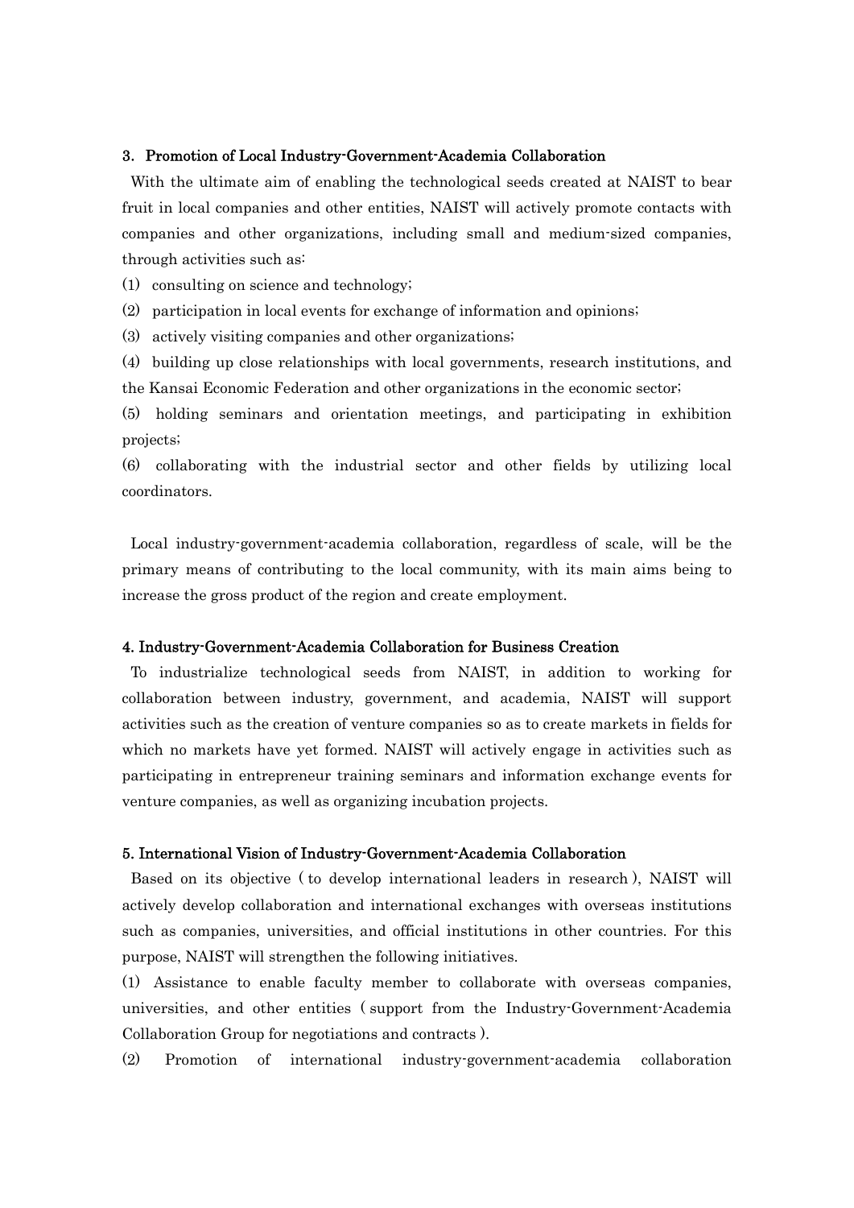### 3. Promotion of Local Industry-Government-Academia Collaboration

With the ultimate aim of enabling the technological seeds created at NAIST to bear fruit in local companies and other entities, NAIST will actively promote contacts with companies and other organizations, including small and medium-sized companies, through activities such as:

(1) consulting on science and technology;

(2) participation in local events for exchange of information and opinions;

(3) actively visiting companies and other organizations;

(4) building up close relationships with local governments, research institutions, and the Kansai Economic Federation and other organizations in the economic sector;

(5) holding seminars and orientation meetings, and participating in exhibition projects;

(6) collaborating with the industrial sector and other fields by utilizing local coordinators.

Local industry-government-academia collaboration, regardless of scale, will be the primary means of contributing to the local community, with its main aims being to increase the gross product of the region and create employment.

### 4. Industry-Government-Academia Collaboration for Business Creation

To industrialize technological seeds from NAIST, in addition to working for collaboration between industry, government, and academia, NAIST will support activities such as the creation of venture companies so as to create markets in fields for which no markets have yet formed. NAIST will actively engage in activities such as participating in entrepreneur training seminars and information exchange events for venture companies, as well as organizing incubation projects.

### 5. International Vision of Industry-Government-Academia Collaboration

Based on its objective ( to develop international leaders in research ), NAIST will actively develop collaboration and international exchanges with overseas institutions such as companies, universities, and official institutions in other countries. For this purpose, NAIST will strengthen the following initiatives.

(1) Assistance to enable faculty member to collaborate with overseas companies, universities, and other entities ( support from the Industry-Government-Academia Collaboration Group for negotiations and contracts ).

(2) Promotion of international industry-government-academia collaboration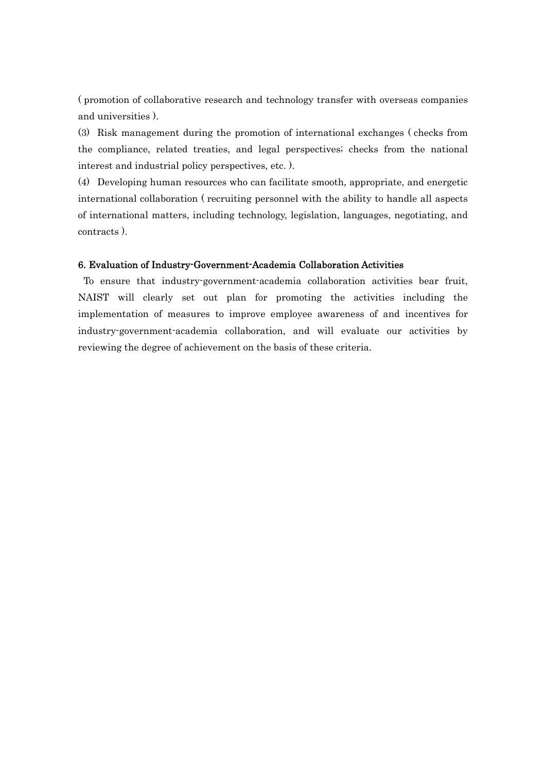( promotion of collaborative research and technology transfer with overseas companies and universities ).

(3) Risk management during the promotion of international exchanges ( checks from the compliance, related treaties, and legal perspectives; checks from the national interest and industrial policy perspectives, etc. ).

(4) Developing human resources who can facilitate smooth, appropriate, and energetic international collaboration ( recruiting personnel with the ability to handle all aspects of international matters, including technology, legislation, languages, negotiating, and contracts ).

### 6. Evaluation of Industry-Government-Academia Collaboration Activities

To ensure that industry-government-academia collaboration activities bear fruit, NAIST will clearly set out plan for promoting the activities including the implementation of measures to improve employee awareness of and incentives for industry-government-academia collaboration, and will evaluate our activities by reviewing the degree of achievement on the basis of these criteria.